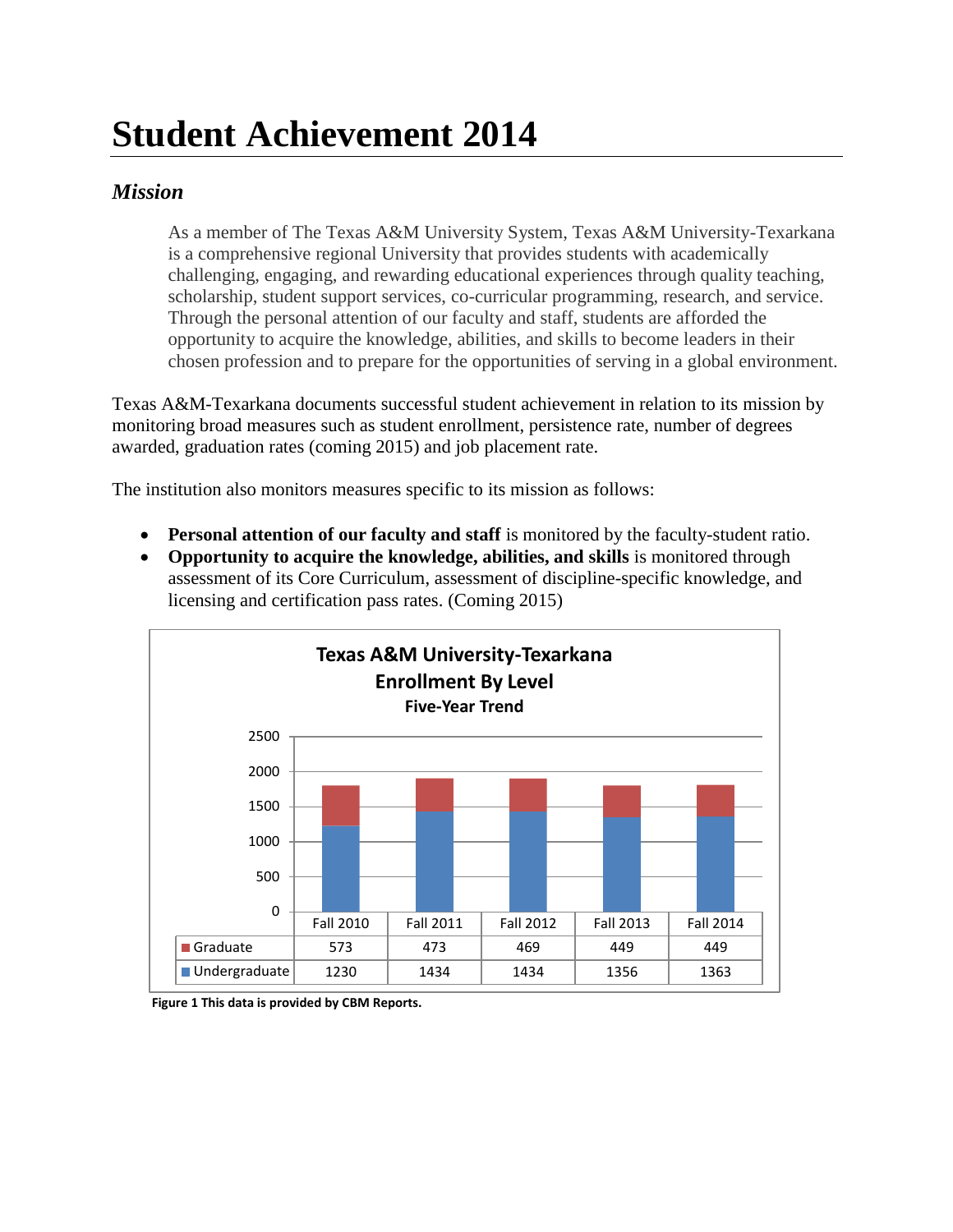# Student Achievement 2014

## *Mission*

> As a member of The Texas A&M University System, Texas A&M University-Texarkana is a comprehensive regional University that provides students with academically challenging, engaging, and rewarding educational experiences through quality teaching, scholarship, student support services, co-curricular programming, research, and service. Through the personal attention of our faculty and staff, students are afforded the opportunity to acquire the knowledge, abilities, and skills to become leaders in their chosen profession and to prepare for the opportunities of serving in a global environment.

Texas A&M-Texarkana documents successful student achievement in relation to its mission by monitoring broad measures such as student enrollment, persistence rate, number of degrees awarded, graduation rates (coming 2015) and job placement rate.

The institution also monitors measures specific to its mission as follows:

- **Personal attention of our faculty and staff** is monitored by the faculty-student ratio.
- **Opportunity to acquire the knowledge, abilities, and skills** is monitored through assessment of its Core Curriculum, assessment of discipline-specific knowledge, and licensing and certification pass rates. (Coming 2015)

**Texas A&M University-Texarkana**
**Enrollment By Level**
**Five-Year Trend**

| | Fall 2010 | Fall 2011 | Fall 2012 | Fall 2013 | Fall 2014 |
|---|---|---|---|---|---|
| Graduate | 573 | 473 | 469 | 449 | 449 |
| Undergraduate | 1230 | 1434 | 1434 | 1356 | 1363 |

**Figure 1 This data is provided by CBM Reports.**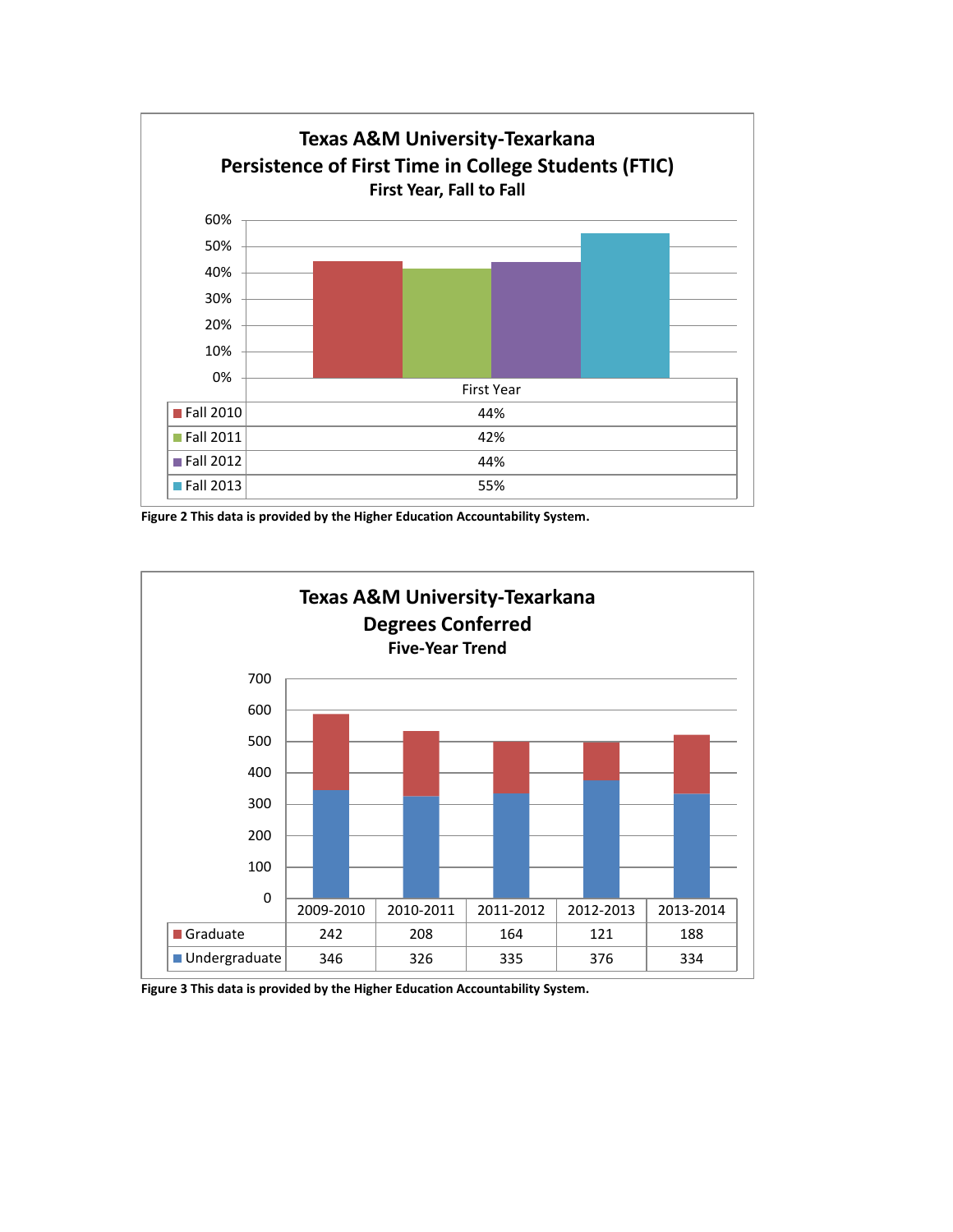**Texas A&M University-Texarkana**
**Persistence of First Time in College Students (FTIC)**
**First Year, Fall to Fall**

| | First Year |
|---|---|
| Fall 2010 | 44% |
| Fall 2011 | 42% |
| Fall 2012 | 44% |
| Fall 2013 | 55% |

**Figure 2 This data is provided by the Higher Education Accountability System.**

**Texas A&M University-Texarkana**
**Degrees Conferred**
**Five-Year Trend**

| | 2009-2010 | 2010-2011 | 2011-2012 | 2012-2013 | 2013-2014 |
|---|---|---|---|---|---|
| Graduate | 242 | 208 | 164 | 121 | 188 |
| Undergraduate | 346 | 326 | 335 | 376 | 334 |

**Figure 3 This data is provided by the Higher Education Accountability System.**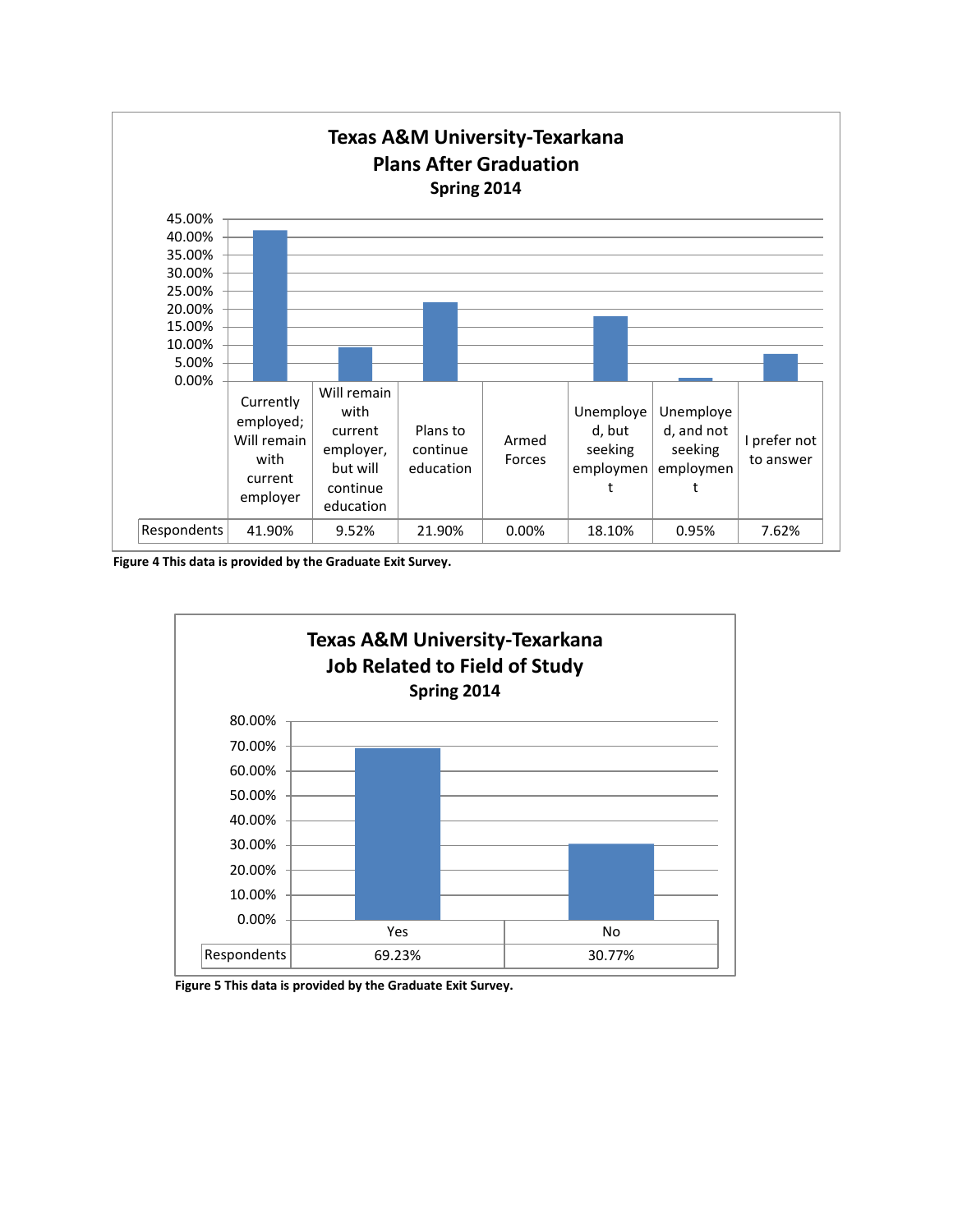**Texas A&M University-Texarkana**
**Plans After Graduation**
**Spring 2014**

| | Currently employed; Will remain with current employer | Will remain with current employer, but will continue education | Plans to continue education | Armed Forces | Unemployed, but seeking employment | Unemployed, and not seeking employment | I prefer not to answer |
|---|---|---|---|---|---|---|---|
| Respondents | 41.90% | 9.52% | 21.90% | 0.00% | 18.10% | 0.95% | 7.62% |

**Figure 4 This data is provided by the Graduate Exit Survey.**

**Texas A&M University-Texarkana**
**Job Related to Field of Study**
**Spring 2014**

| | Yes | No |
|---|---|---|
| Respondents | 69.23% | 30.77% |

**Figure 5 This data is provided by the Graduate Exit Survey.**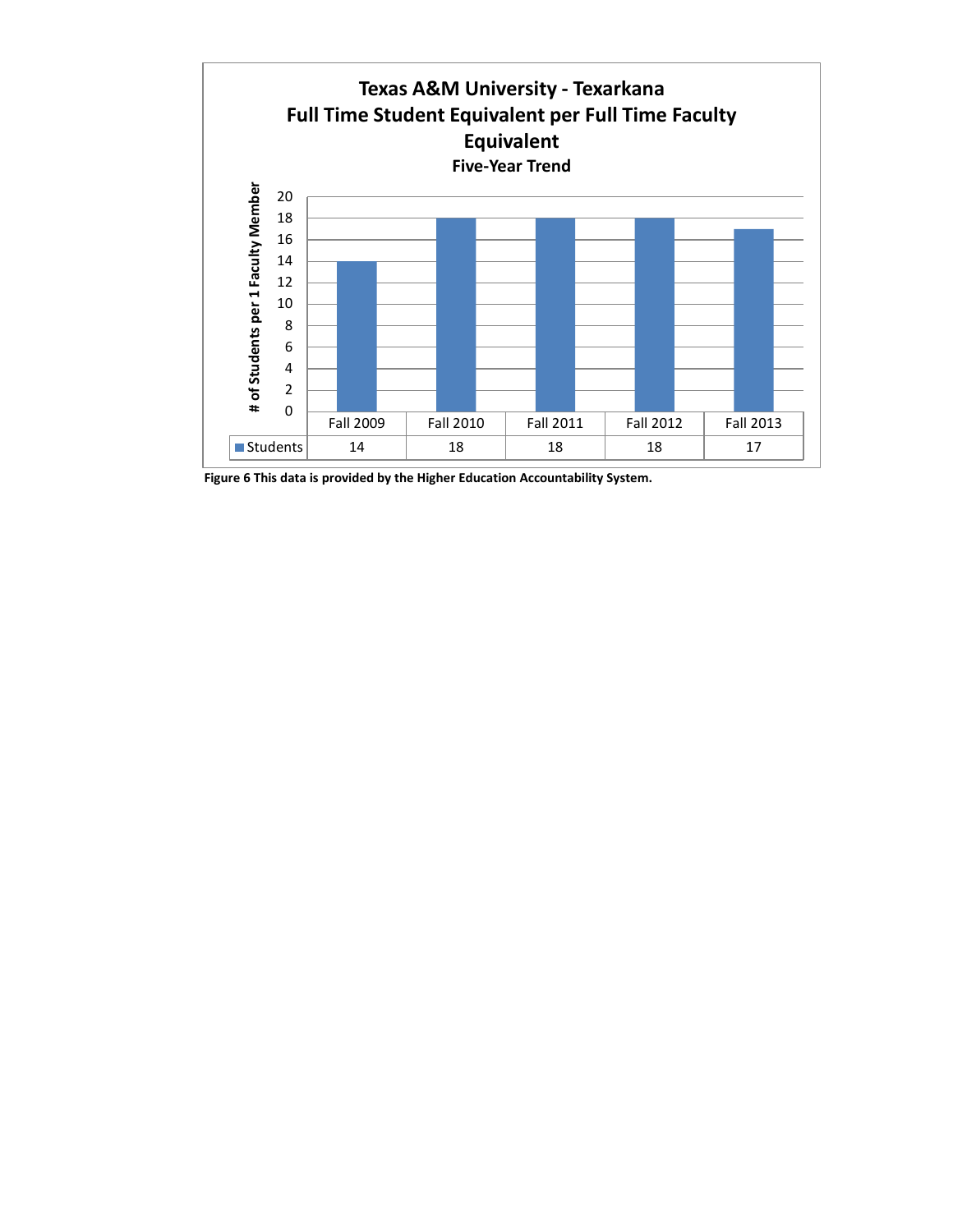Texas A&M University - Texarkana
Full Time Student Equivalent per Full Time Faculty Equivalent
Five-Year Trend

# of Students per 1 Faculty Member

20
18
16
14
12
10
8
6
4
2
0

Fall 2009 Fall 2010 Fall 2011 Fall 2012 Fall 2013

Students 14 18 18 18 17

**Figure 6 This data is provided by the Higher Education Accountability System.**